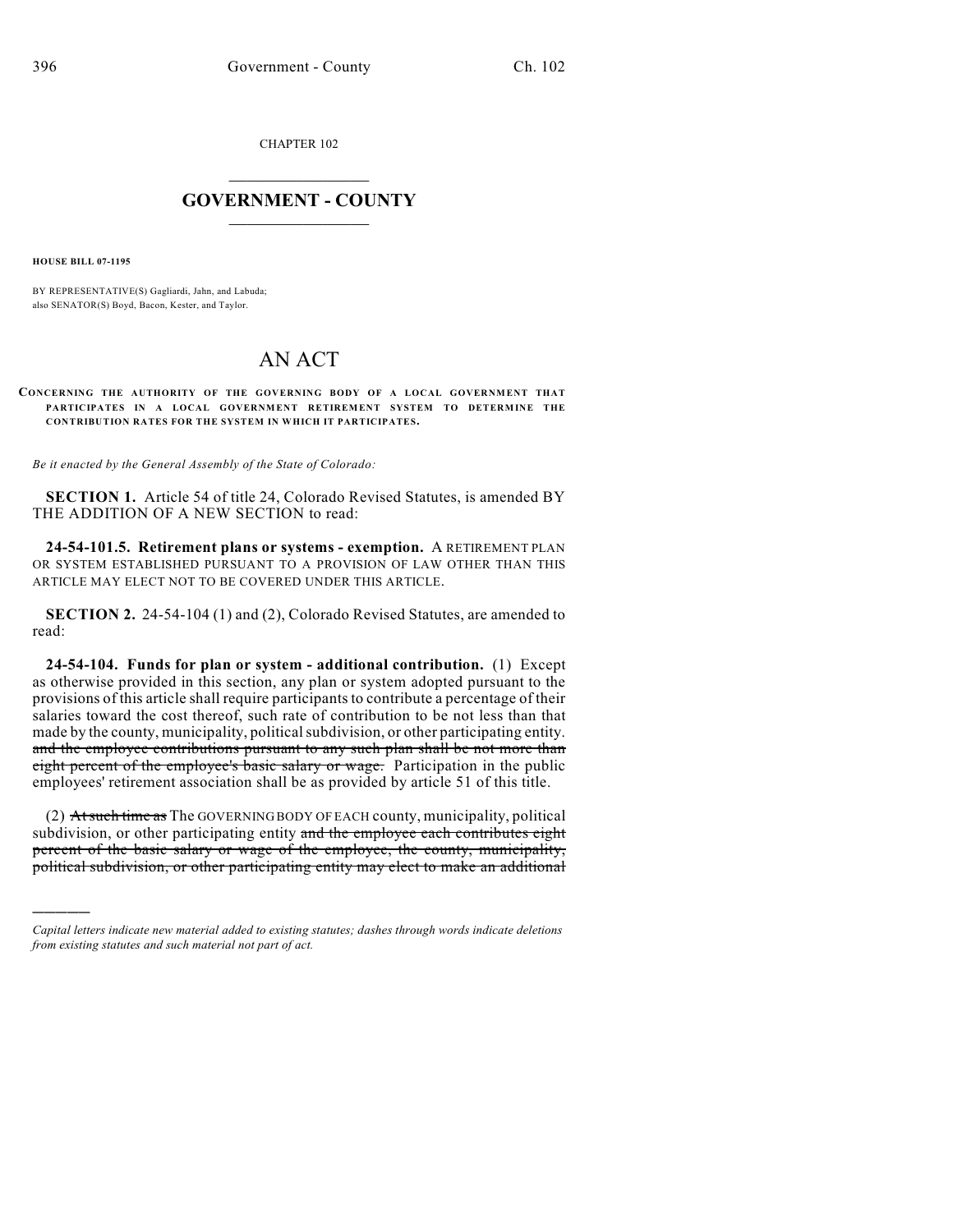CHAPTER 102

# GOVERNMENT - COUNTY

**HOUSE BILL 07-1195**

BY REPRESENTATIVE(S) Gagliardi, Jahn, and Labuda;
also SENATOR(S) Boyd, Bacon, Kester, and Taylor.

# AN ACT

**CONCERNING THE AUTHORITY OF THE GOVERNING BODY OF A LOCAL GOVERNMENT THAT PARTICIPATES IN A LOCAL GOVERNMENT RETIREMENT SYSTEM TO DETERMINE THE CONTRIBUTION RATES FOR THE SYSTEM IN WHICH IT PARTICIPATES.**

*Be it enacted by the General Assembly of the State of Colorado:*

**SECTION 1.** Article 54 of title 24, Colorado Revised Statutes, is amended BY THE ADDITION OF A NEW SECTION to read:

**24-54-101.5. Retirement plans or systems - exemption.** A RETIREMENT PLAN OR SYSTEM ESTABLISHED PURSUANT TO A PROVISION OF LAW OTHER THAN THIS ARTICLE MAY ELECT NOT TO BE COVERED UNDER THIS ARTICLE.

**SECTION 2.** 24-54-104 (1) and (2), Colorado Revised Statutes, are amended to read:

**24-54-104. Funds for plan or system - additional contribution.** (1) Except as otherwise provided in this section, any plan or system adopted pursuant to the provisions of this article shall require participants to contribute a percentage of their salaries toward the cost thereof, such rate of contribution to be not less than that made by the county, municipality, political subdivision, or other participating entity. ~~and the employee contributions pursuant to any such plan shall be not more than eight percent of the employee's basic salary or wage.~~ Participation in the public employees' retirement association shall be as provided by article 51 of this title.

(2) ~~At such time as~~ The GOVERNING BODY OF EACH county, municipality, political subdivision, or other participating entity ~~and the employee each contributes eight percent of the basic salary or wage of the employee, the county, municipality, political subdivision, or other participating entity may elect to make an additional~~

---

*Capital letters indicate new material added to existing statutes; dashes through words indicate deletions from existing statutes and such material not part of act.*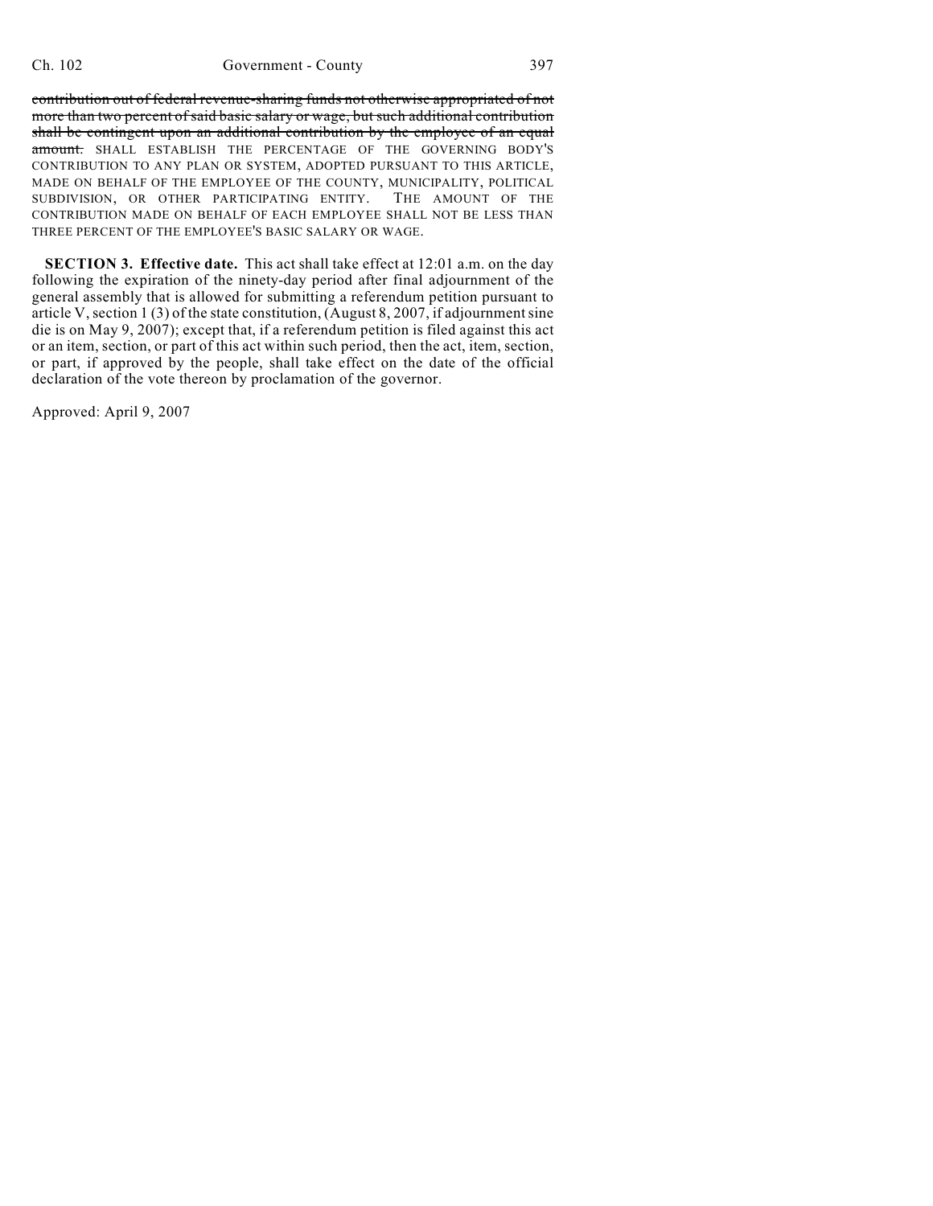~~contribution out of federal revenue-sharing funds not otherwise appropriated of not more than two percent of said basic salary or wage, but such additional contribution shall be contingent upon an additional contribution by the employee of an equal amount.~~ SHALL ESTABLISH THE PERCENTAGE OF THE GOVERNING BODY'S CONTRIBUTION TO ANY PLAN OR SYSTEM, ADOPTED PURSUANT TO THIS ARTICLE, MADE ON BEHALF OF THE EMPLOYEE OF THE COUNTY, MUNICIPALITY, POLITICAL SUBDIVISION, OR OTHER PARTICIPATING ENTITY. THE AMOUNT OF THE CONTRIBUTION MADE ON BEHALF OF EACH EMPLOYEE SHALL NOT BE LESS THAN THREE PERCENT OF THE EMPLOYEE'S BASIC SALARY OR WAGE.

**SECTION 3. Effective date.** This act shall take effect at 12:01 a.m. on the day following the expiration of the ninety-day period after final adjournment of the general assembly that is allowed for submitting a referendum petition pursuant to article V, section 1 (3) of the state constitution, (August 8, 2007, if adjournment sine die is on May 9, 2007); except that, if a referendum petition is filed against this act or an item, section, or part of this act within such period, then the act, item, section, or part, if approved by the people, shall take effect on the date of the official declaration of the vote thereon by proclamation of the governor.

Approved: April 9, 2007